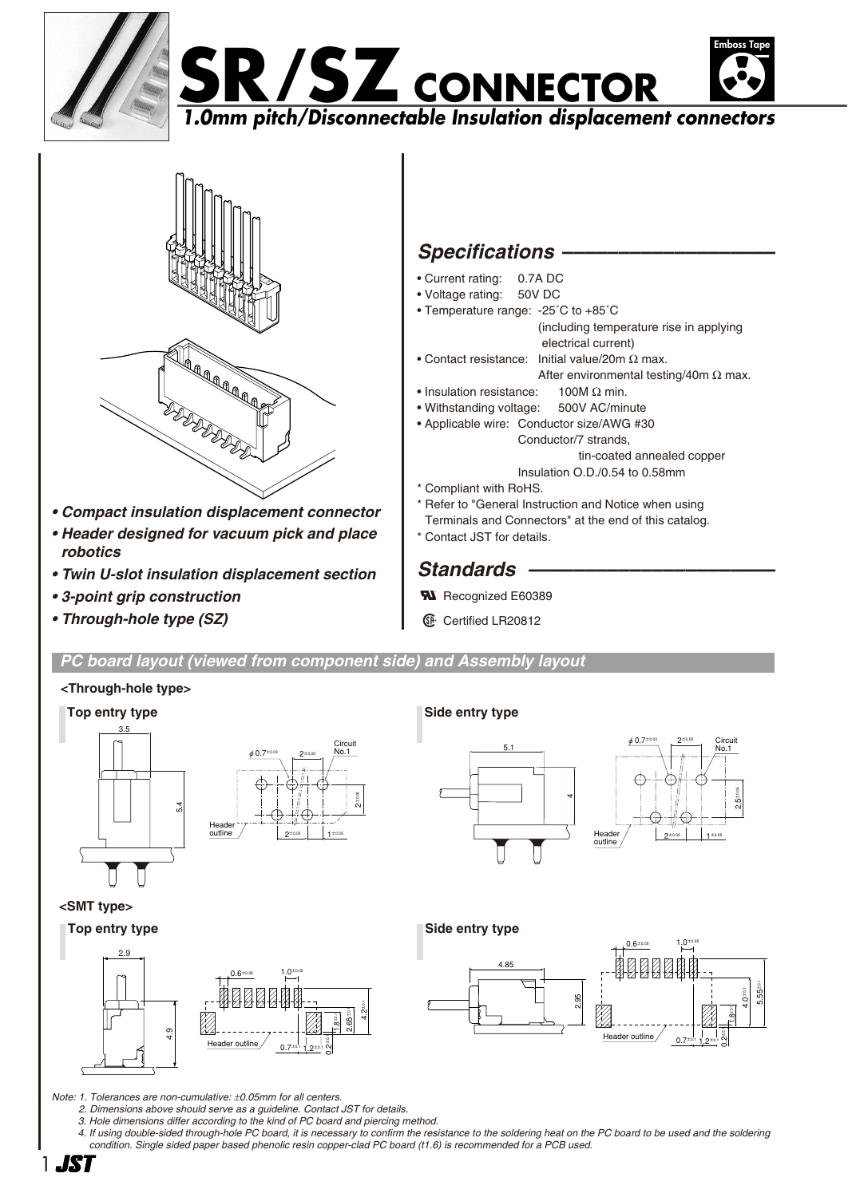# SR/SZ CONNECTOR

*1.0mm pitch/Disconnectable Insulation displacement connectors*

Emboss Tape

- ***Compact insulation displacement connector***
- ***Header designed for vacuum pick and place robotics***
- ***Twin U-slot insulation displacement section***
- ***3-point grip construction***
- ***Through-hole type (SZ)***

## *Specifications*

- Current rating: 0.7A DC
- Voltage rating: 50V DC
- Temperature range: -25˚C to +85˚C (including temperature rise in applying electrical current)
- Contact resistance: Initial value/20m Ω max. After environmental testing/40m Ω max.
- Insulation resistance: 100M Ω min.
- Withstanding voltage: 500V AC/minute
- Applicable wire: Conductor size/AWG #30; Conductor/7 strands, tin-coated annealed copper; Insulation O.D./0.54 to 0.58mm

\* Compliant with RoHS.
\* Refer to "General Instruction and Notice when using Terminals and Connectors" at the end of this catalog.
\* Contact JST for details.

## *Standards*

UL Recognized E60389

SP Certified LR20812

## *PC board layout (viewed from component side) and Assembly layout*

**<Through-hole type>**

**Top entry type**

3.5, 5.4, $\phi$ 0.7$^{\pm 0.03}$, 2$^{\pm 0.05}$, Circuit No.1, 2$^{\pm 0.05}$, Header outline, 2$^{\pm 0.05}$, 1$^{\pm 0.05}$

**Side entry type**

5.1, 4, $\phi$ 0.7$^{\pm 0.03}$, 2$^{\pm 0.05}$, Circuit No.1, 2.5$^{\pm 0.05}$, Header outline, 2$^{\pm 0.05}$, 1$^{\pm 0.05}$

**<SMT type>**

**Top entry type**

2.9, 4.9, 0.6$^{\pm 0.05}$, 1.0$^{\pm 0.05}$, 1.8$^{\pm 0.1}$, 2.65$^{\pm 0.1}$, 4.2$^{\pm 0.1}$, Header outline, 0.7$^{\pm 0.1}$, 1.2$^{\pm 0.1}$, 0.2$^{\pm 0.1}$

**Side entry type**

4.85, 2.95, 0.6$^{\pm 0.05}$, 1.0$^{\pm 0.05}$, 4.0$^{\pm 0.1}$, 5.55$^{\pm 0.1}$, 1.8$^{\pm 0.1}$, Header outline, 0.7$^{\pm 0.1}$, 1.2$^{\pm 0.1}$, 0.2$^{\pm 0.1}$

*Note: 1. Tolerances are non-cumulative: ±0.05mm for all centers.*
*2. Dimensions above should serve as a guideline. Contact JST for details.*
*3. Hole dimensions differ according to the kind of PC board and piercing method.*
*4. If using double-sided through-hole PC board, it is necessary to confirm the resistance to the soldering heat on the PC board to be used and the soldering condition. Single sided paper based phenolic resin copper-clad PC board (t1.6) is recommended for a PCB used.*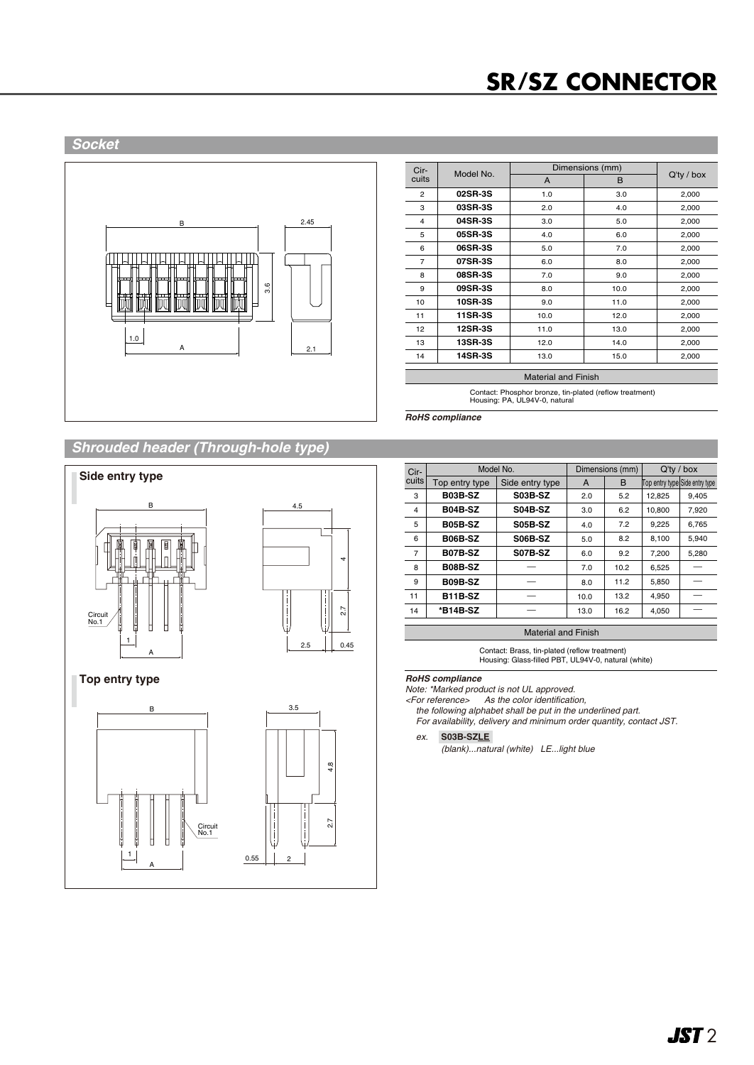# SR/SZ CONNECTOR

## Socket

| Circuits | Model No. | Dimensions (mm) | | Q'ty / box |
|---|---|---|---|---|
| | | A | B | |
| 2 | **02SR-3S** | 1.0 | 3.0 | 2,000 |
| 3 | **03SR-3S** | 2.0 | 4.0 | 2,000 |
| 4 | **04SR-3S** | 3.0 | 5.0 | 2,000 |
| 5 | **05SR-3S** | 4.0 | 6.0 | 2,000 |
| 6 | **06SR-3S** | 5.0 | 7.0 | 2,000 |
| 7 | **07SR-3S** | 6.0 | 8.0 | 2,000 |
| 8 | **08SR-3S** | 7.0 | 9.0 | 2,000 |
| 9 | **09SR-3S** | 8.0 | 10.0 | 2,000 |
| 10 | **10SR-3S** | 9.0 | 11.0 | 2,000 |
| 11 | **11SR-3S** | 10.0 | 12.0 | 2,000 |
| 12 | **12SR-3S** | 11.0 | 13.0 | 2,000 |
| 13 | **13SR-3S** | 12.0 | 14.0 | 2,000 |
| 14 | **14SR-3S** | 13.0 | 15.0 | 2,000 |

**Material and Finish**

Contact: Phosphor bronze, tin-plated (reflow treatment)
Housing: PA, UL94V-0, natural

***RoHS compliance***

## Shrouded header (Through-hole type)

### Side entry type

### Top entry type

| Circuits | Model No. | | Dimensions (mm) | | Q'ty / box | |
|---|---|---|---|---|---|---|
| | Top entry type | Side entry type | A | B | Top entry type | Side entry type |
| 3 | **B03B-SZ** | **S03B-SZ** | 2.0 | 5.2 | 12,825 | 9,405 |
| 4 | **B04B-SZ** | **S04B-SZ** | 3.0 | 6.2 | 10,800 | 7,920 |
| 5 | **B05B-SZ** | **S05B-SZ** | 4.0 | 7.2 | 9,225 | 6,765 |
| 6 | **B06B-SZ** | **S06B-SZ** | 5.0 | 8.2 | 8,100 | 5,940 |
| 7 | **B07B-SZ** | **S07B-SZ** | 6.0 | 9.2 | 7,200 | 5,280 |
| 8 | **B08B-SZ** | — | 7.0 | 10.2 | 6,525 | — |
| 9 | **B09B-SZ** | — | 8.0 | 11.2 | 5,850 | — |
| 11 | **B11B-SZ** | — | 10.0 | 13.2 | 4,950 | — |
| 14 | ***B14B-SZ** | — | 13.0 | 16.2 | 4,050 | — |

**Material and Finish**

Contact: Brass, tin-plated (reflow treatment)
Housing: Glass-filled PBT, UL94V-0, natural (white)

***RoHS compliance***

*Note: *Marked product is not UL approved.*
*<For reference> As the color identification,*
*the following alphabet shall be put in the underlined part.*
*For availability, delivery and minimum order quantity, contact JST.*

*ex.* **S03B-SZLE**
*(blank)...natural (white) LE...light blue*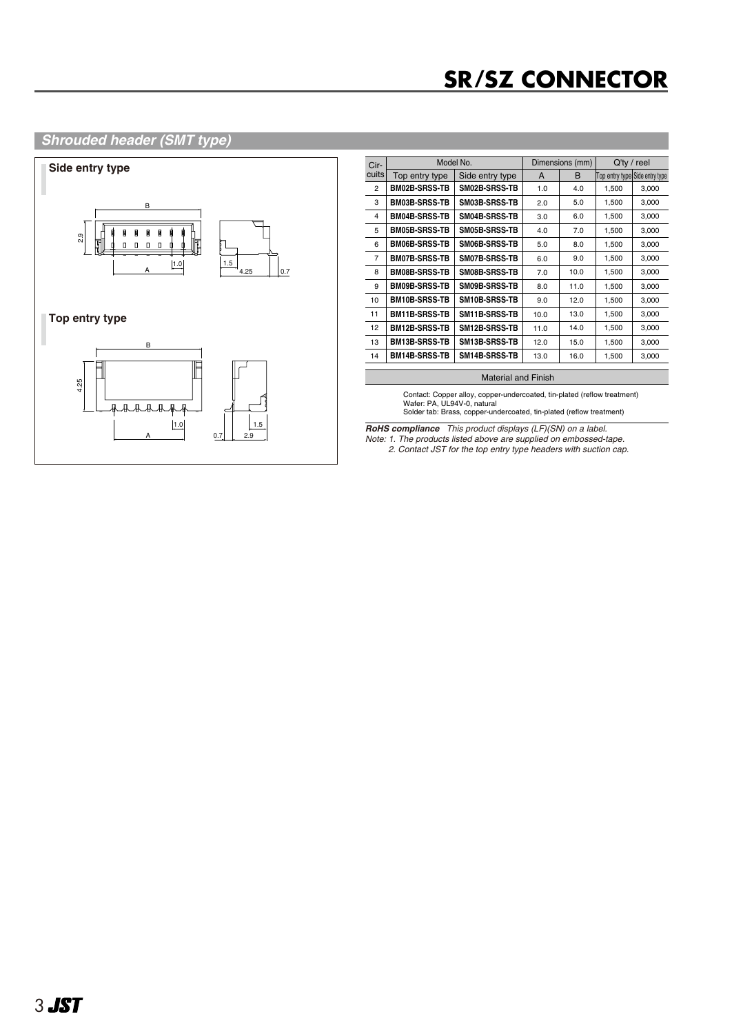# SR/SZ CONNECTOR

## Shrouded header (SMT type)

### Side entry type

B

2.9

1.0

A

1.5

4.25

0.7

### Top entry type

B

4.25

1.0

A

0.7

1.5

2.9

| Cir-cuits | Model No. | | Dimensions (mm) | | Q'ty / reel | |
|---|---|---|---|---|---|---|
| | Top entry type | Side entry type | A | B | Top entry type | Side entry type |
| 2 | **BM02B-SRSS-TB** | **SM02B-SRSS-TB** | 1.0 | 4.0 | 1,500 | 3,000 |
| 3 | **BM03B-SRSS-TB** | **SM03B-SRSS-TB** | 2.0 | 5.0 | 1,500 | 3,000 |
| 4 | **BM04B-SRSS-TB** | **SM04B-SRSS-TB** | 3.0 | 6.0 | 1,500 | 3,000 |
| 5 | **BM05B-SRSS-TB** | **SM05B-SRSS-TB** | 4.0 | 7.0 | 1,500 | 3,000 |
| 6 | **BM06B-SRSS-TB** | **SM06B-SRSS-TB** | 5.0 | 8.0 | 1,500 | 3,000 |
| 7 | **BM07B-SRSS-TB** | **SM07B-SRSS-TB** | 6.0 | 9.0 | 1,500 | 3,000 |
| 8 | **BM08B-SRSS-TB** | **SM08B-SRSS-TB** | 7.0 | 10.0 | 1,500 | 3,000 |
| 9 | **BM09B-SRSS-TB** | **SM09B-SRSS-TB** | 8.0 | 11.0 | 1,500 | 3,000 |
| 10 | **BM10B-SRSS-TB** | **SM10B-SRSS-TB** | 9.0 | 12.0 | 1,500 | 3,000 |
| 11 | **BM11B-SRSS-TB** | **SM11B-SRSS-TB** | 10.0 | 13.0 | 1,500 | 3,000 |
| 12 | **BM12B-SRSS-TB** | **SM12B-SRSS-TB** | 11.0 | 14.0 | 1,500 | 3,000 |
| 13 | **BM13B-SRSS-TB** | **SM13B-SRSS-TB** | 12.0 | 15.0 | 1,500 | 3,000 |
| 14 | **BM14B-SRSS-TB** | **SM14B-SRSS-TB** | 13.0 | 16.0 | 1,500 | 3,000 |

### Material and Finish

Contact: Copper alloy, copper-undercoated, tin-plated (reflow treatment)
Wafer: PA, UL94V-0, natural
Solder tab: Brass, copper-undercoated, tin-plated (reflow treatment)

***RoHS compliance*** *This product displays (LF)(SN) on a label.*

*Note: 1. The products listed above are supplied on embossed-tape.*
*2. Contact JST for the top entry type headers with suction cap.*